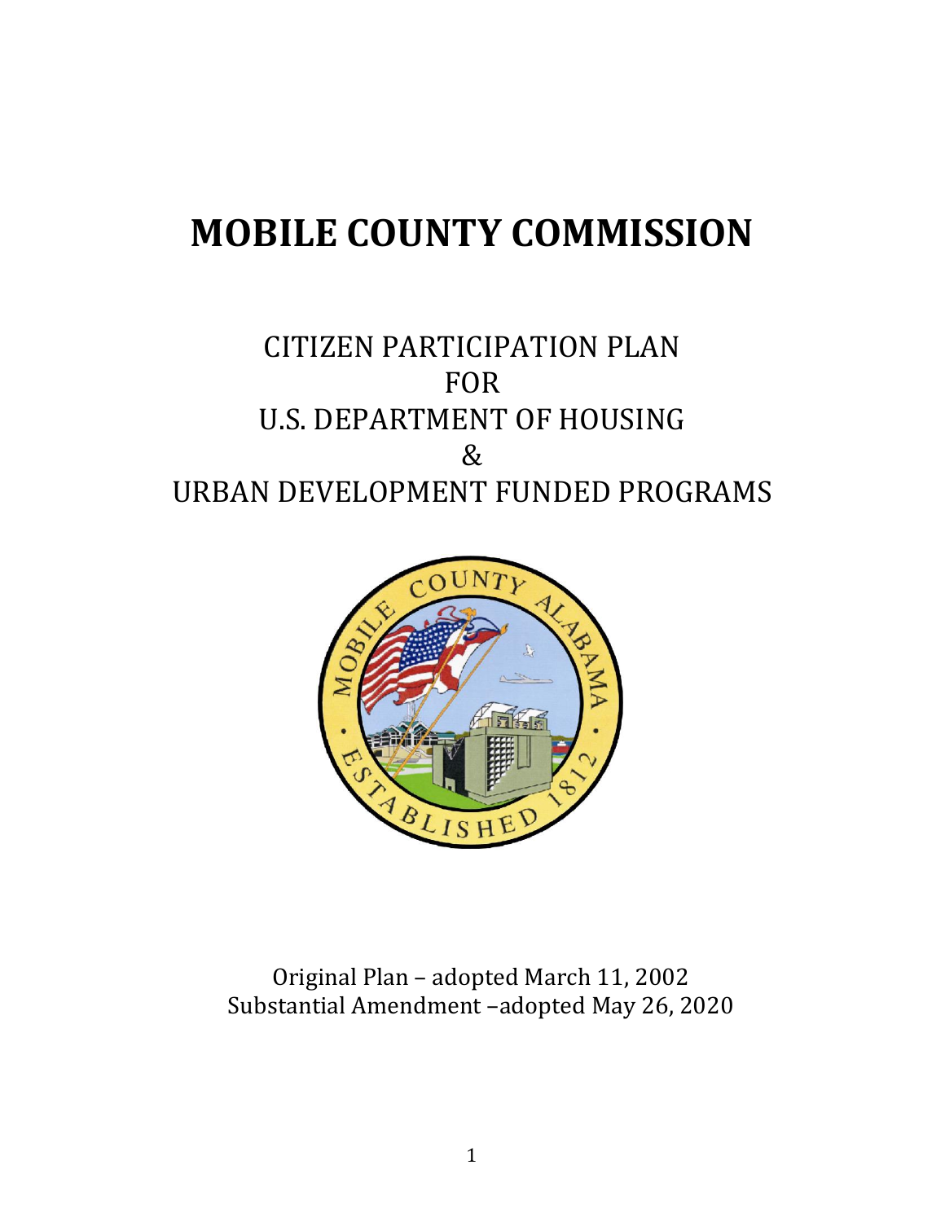# MOBILE COUNTY COMMISSION

CITIZEN PARTICIPATION PLAN
FOR
U.S. DEPARTMENT OF HOUSING
&
URBAN DEVELOPMENT FUNDED PROGRAMS

Original Plan – adopted March 11, 2002
Substantial Amendment –adopted May 26, 2020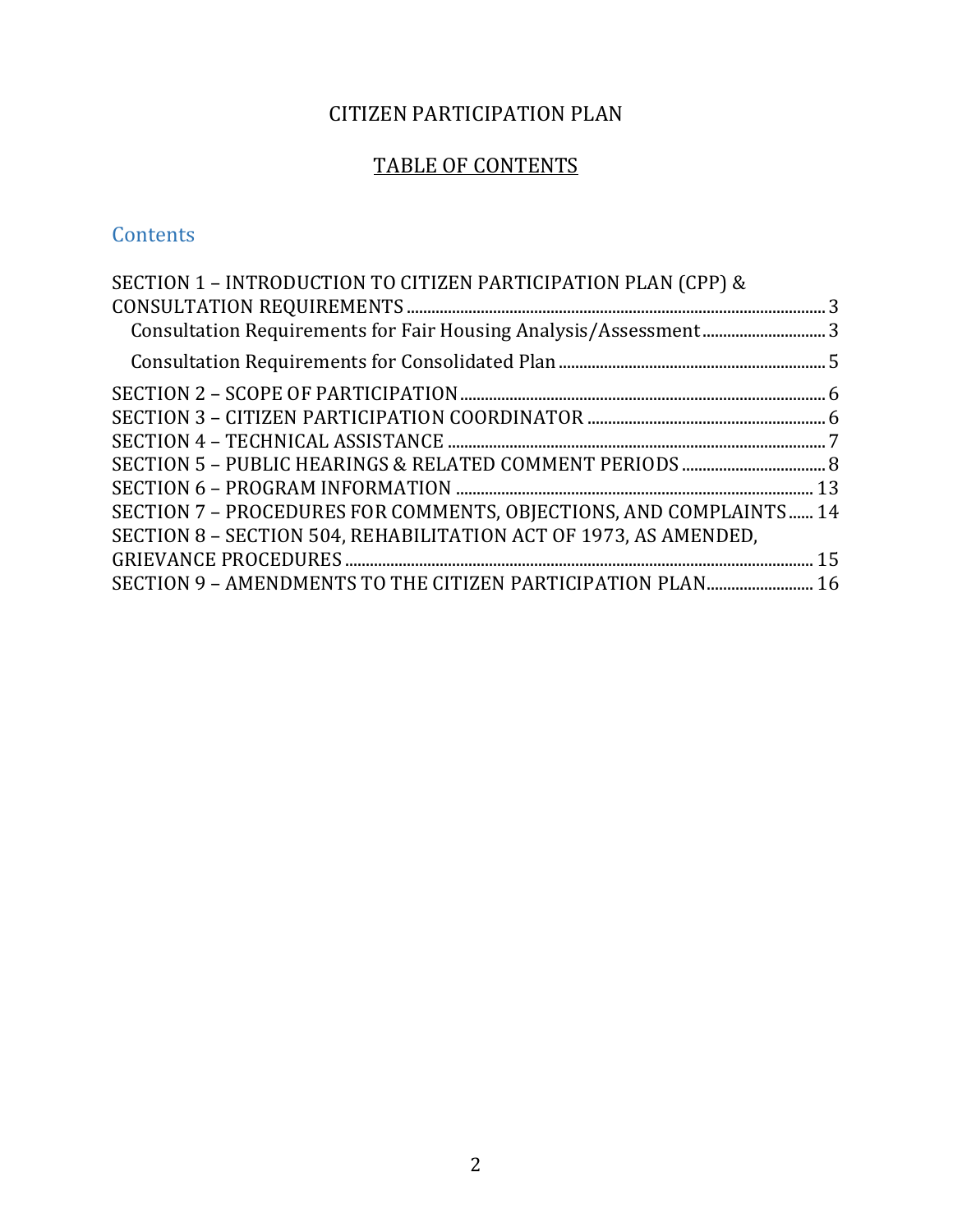# CITIZEN PARTICIPATION PLAN

## TABLE OF CONTENTS

### Contents

SECTION 1 – INTRODUCTION TO CITIZEN PARTICIPATION PLAN (CPP) & CONSULTATION REQUIREMENTS ..... 3

- Consultation Requirements for Fair Housing Analysis/Assessment ..... 3
- Consultation Requirements for Consolidated Plan ..... 5

SECTION 2 – SCOPE OF PARTICIPATION ..... 6

SECTION 3 – CITIZEN PARTICIPATION COORDINATOR ..... 6

SECTION 4 – TECHNICAL ASSISTANCE ..... 7

SECTION 5 – PUBLIC HEARINGS & RELATED COMMENT PERIODS ..... 8

SECTION 6 – PROGRAM INFORMATION ..... 13

SECTION 7 – PROCEDURES FOR COMMENTS, OBJECTIONS, AND COMPLAINTS ..... 14

SECTION 8 – SECTION 504, REHABILITATION ACT OF 1973, AS AMENDED, GRIEVANCE PROCEDURES ..... 15

SECTION 9 – AMENDMENTS TO THE CITIZEN PARTICIPATION PLAN ..... 16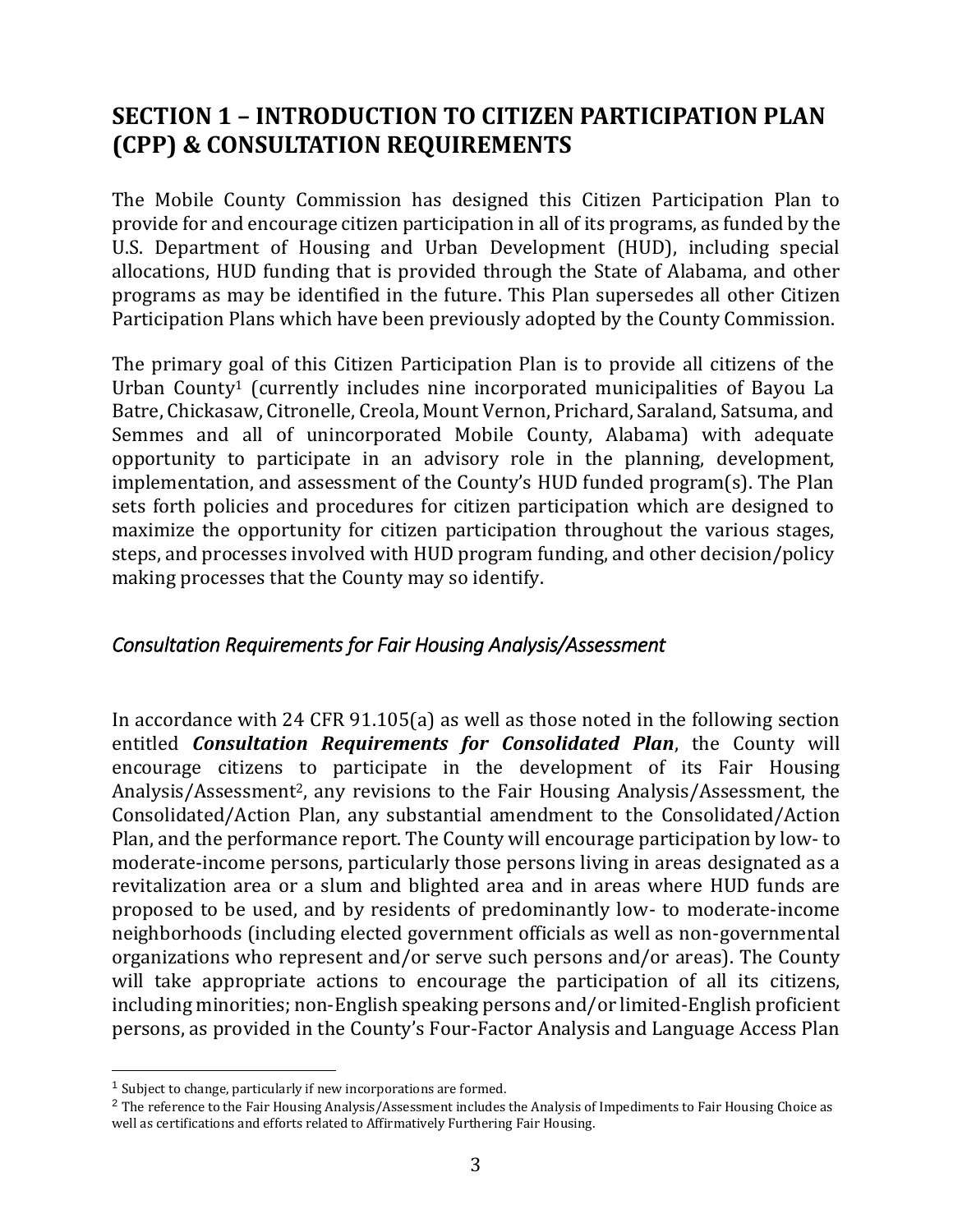## SECTION 1 – INTRODUCTION TO CITIZEN PARTICIPATION PLAN (CPP) & CONSULTATION REQUIREMENTS

The Mobile County Commission has designed this Citizen Participation Plan to provide for and encourage citizen participation in all of its programs, as funded by the U.S. Department of Housing and Urban Development (HUD), including special allocations, HUD funding that is provided through the State of Alabama, and other programs as may be identified in the future. This Plan supersedes all other Citizen Participation Plans which have been previously adopted by the County Commission.

The primary goal of this Citizen Participation Plan is to provide all citizens of the Urban County[1] (currently includes nine incorporated municipalities of Bayou La Batre, Chickasaw, Citronelle, Creola, Mount Vernon, Prichard, Saraland, Satsuma, and Semmes and all of unincorporated Mobile County, Alabama) with adequate opportunity to participate in an advisory role in the planning, development, implementation, and assessment of the County's HUD funded program(s). The Plan sets forth policies and procedures for citizen participation which are designed to maximize the opportunity for citizen participation throughout the various stages, steps, and processes involved with HUD program funding, and other decision/policy making processes that the County may so identify.

### *Consultation Requirements for Fair Housing Analysis/Assessment*

In accordance with 24 CFR 91.105(a) as well as those noted in the following section entitled ***Consultation Requirements for Consolidated Plan***, the County will encourage citizens to participate in the development of its Fair Housing Analysis/Assessment[2], any revisions to the Fair Housing Analysis/Assessment, the Consolidated/Action Plan, any substantial amendment to the Consolidated/Action Plan, and the performance report. The County will encourage participation by low- to moderate-income persons, particularly those persons living in areas designated as a revitalization area or a slum and blighted area and in areas where HUD funds are proposed to be used, and by residents of predominantly low- to moderate-income neighborhoods (including elected government officials as well as non-governmental organizations who represent and/or serve such persons and/or areas). The County will take appropriate actions to encourage the participation of all its citizens, including minorities; non-English speaking persons and/or limited-English proficient persons, as provided in the County's Four-Factor Analysis and Language Access Plan

---

[1] Subject to change, particularly if new incorporations are formed.

[2] The reference to the Fair Housing Analysis/Assessment includes the Analysis of Impediments to Fair Housing Choice as well as certifications and efforts related to Affirmatively Furthering Fair Housing.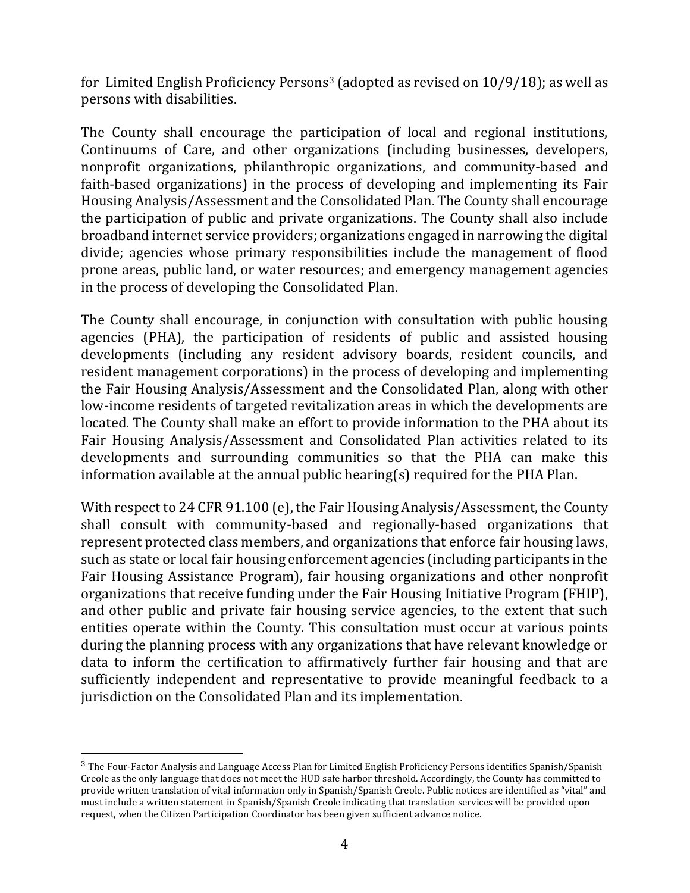for Limited English Proficiency Persons[3] (adopted as revised on 10/9/18); as well as persons with disabilities.

The County shall encourage the participation of local and regional institutions, Continuums of Care, and other organizations (including businesses, developers, nonprofit organizations, philanthropic organizations, and community-based and faith-based organizations) in the process of developing and implementing its Fair Housing Analysis/Assessment and the Consolidated Plan. The County shall encourage the participation of public and private organizations. The County shall also include broadband internet service providers; organizations engaged in narrowing the digital divide; agencies whose primary responsibilities include the management of flood prone areas, public land, or water resources; and emergency management agencies in the process of developing the Consolidated Plan.

The County shall encourage, in conjunction with consultation with public housing agencies (PHA), the participation of residents of public and assisted housing developments (including any resident advisory boards, resident councils, and resident management corporations) in the process of developing and implementing the Fair Housing Analysis/Assessment and the Consolidated Plan, along with other low-income residents of targeted revitalization areas in which the developments are located. The County shall make an effort to provide information to the PHA about its Fair Housing Analysis/Assessment and Consolidated Plan activities related to its developments and surrounding communities so that the PHA can make this information available at the annual public hearing(s) required for the PHA Plan.

With respect to 24 CFR 91.100 (e), the Fair Housing Analysis/Assessment, the County shall consult with community-based and regionally-based organizations that represent protected class members, and organizations that enforce fair housing laws, such as state or local fair housing enforcement agencies (including participants in the Fair Housing Assistance Program), fair housing organizations and other nonprofit organizations that receive funding under the Fair Housing Initiative Program (FHIP), and other public and private fair housing service agencies, to the extent that such entities operate within the County. This consultation must occur at various points during the planning process with any organizations that have relevant knowledge or data to inform the certification to affirmatively further fair housing and that are sufficiently independent and representative to provide meaningful feedback to a jurisdiction on the Consolidated Plan and its implementation.

---

[3] The Four-Factor Analysis and Language Access Plan for Limited English Proficiency Persons identifies Spanish/Spanish Creole as the only language that does not meet the HUD safe harbor threshold. Accordingly, the County has committed to provide written translation of vital information only in Spanish/Spanish Creole. Public notices are identified as "vital" and must include a written statement in Spanish/Spanish Creole indicating that translation services will be provided upon request, when the Citizen Participation Coordinator has been given sufficient advance notice.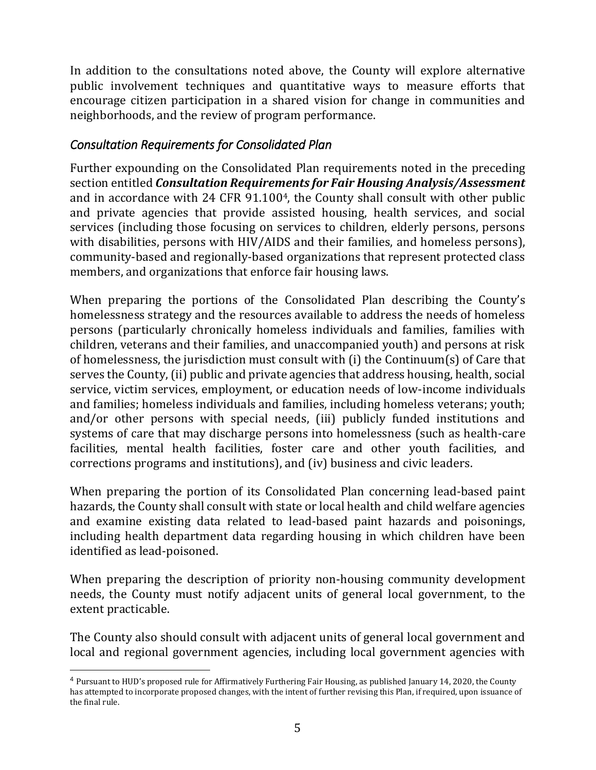In addition to the consultations noted above, the County will explore alternative public involvement techniques and quantitative ways to measure efforts that encourage citizen participation in a shared vision for change in communities and neighborhoods, and the review of program performance.

### *Consultation Requirements for Consolidated Plan*

Further expounding on the Consolidated Plan requirements noted in the preceding section entitled ***Consultation Requirements for Fair Housing Analysis/Assessment*** and in accordance with 24 CFR 91.100[4], the County shall consult with other public and private agencies that provide assisted housing, health services, and social services (including those focusing on services to children, elderly persons, persons with disabilities, persons with HIV/AIDS and their families, and homeless persons), community-based and regionally-based organizations that represent protected class members, and organizations that enforce fair housing laws.

When preparing the portions of the Consolidated Plan describing the County's homelessness strategy and the resources available to address the needs of homeless persons (particularly chronically homeless individuals and families, families with children, veterans and their families, and unaccompanied youth) and persons at risk of homelessness, the jurisdiction must consult with (i) the Continuum(s) of Care that serves the County, (ii) public and private agencies that address housing, health, social service, victim services, employment, or education needs of low-income individuals and families; homeless individuals and families, including homeless veterans; youth; and/or other persons with special needs, (iii) publicly funded institutions and systems of care that may discharge persons into homelessness (such as health-care facilities, mental health facilities, foster care and other youth facilities, and corrections programs and institutions), and (iv) business and civic leaders.

When preparing the portion of its Consolidated Plan concerning lead-based paint hazards, the County shall consult with state or local health and child welfare agencies and examine existing data related to lead-based paint hazards and poisonings, including health department data regarding housing in which children have been identified as lead-poisoned.

When preparing the description of priority non-housing community development needs, the County must notify adjacent units of general local government, to the extent practicable.

The County also should consult with adjacent units of general local government and local and regional government agencies, including local government agencies with

---

[4] Pursuant to HUD's proposed rule for Affirmatively Furthering Fair Housing, as published January 14, 2020, the County has attempted to incorporate proposed changes, with the intent of further revising this Plan, if required, upon issuance of the final rule.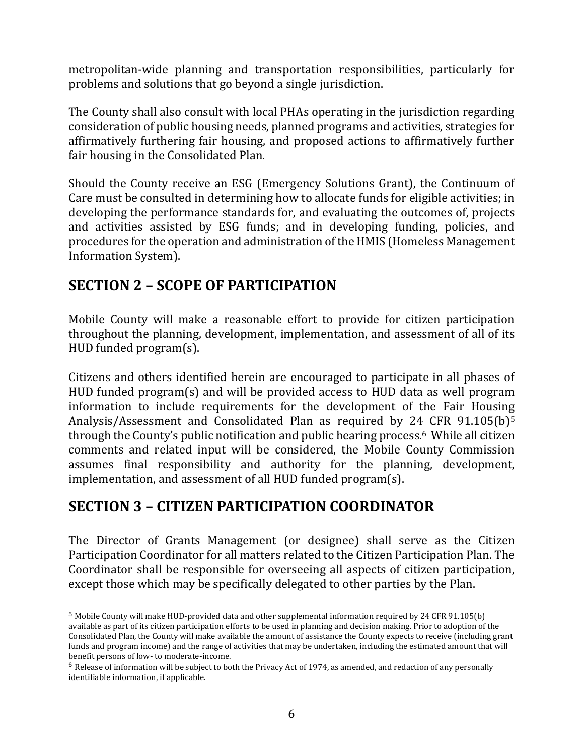metropolitan-wide planning and transportation responsibilities, particularly for problems and solutions that go beyond a single jurisdiction.

The County shall also consult with local PHAs operating in the jurisdiction regarding consideration of public housing needs, planned programs and activities, strategies for affirmatively furthering fair housing, and proposed actions to affirmatively further fair housing in the Consolidated Plan.

Should the County receive an ESG (Emergency Solutions Grant), the Continuum of Care must be consulted in determining how to allocate funds for eligible activities; in developing the performance standards for, and evaluating the outcomes of, projects and activities assisted by ESG funds; and in developing funding, policies, and procedures for the operation and administration of the HMIS (Homeless Management Information System).

## SECTION 2 – SCOPE OF PARTICIPATION

Mobile County will make a reasonable effort to provide for citizen participation throughout the planning, development, implementation, and assessment of all of its HUD funded program(s).

Citizens and others identified herein are encouraged to participate in all phases of HUD funded program(s) and will be provided access to HUD data as well program information to include requirements for the development of the Fair Housing Analysis/Assessment and Consolidated Plan as required by 24 CFR 91.105(b)[5] through the County's public notification and public hearing process.[6] While all citizen comments and related input will be considered, the Mobile County Commission assumes final responsibility and authority for the planning, development, implementation, and assessment of all HUD funded program(s).

## SECTION 3 – CITIZEN PARTICIPATION COORDINATOR

The Director of Grants Management (or designee) shall serve as the Citizen Participation Coordinator for all matters related to the Citizen Participation Plan. The Coordinator shall be responsible for overseeing all aspects of citizen participation, except those which may be specifically delegated to other parties by the Plan.

---

[5] Mobile County will make HUD-provided data and other supplemental information required by 24 CFR 91.105(b) available as part of its citizen participation efforts to be used in planning and decision making. Prior to adoption of the Consolidated Plan, the County will make available the amount of assistance the County expects to receive (including grant funds and program income) and the range of activities that may be undertaken, including the estimated amount that will benefit persons of low- to moderate-income.

[6] Release of information will be subject to both the Privacy Act of 1974, as amended, and redaction of any personally identifiable information, if applicable.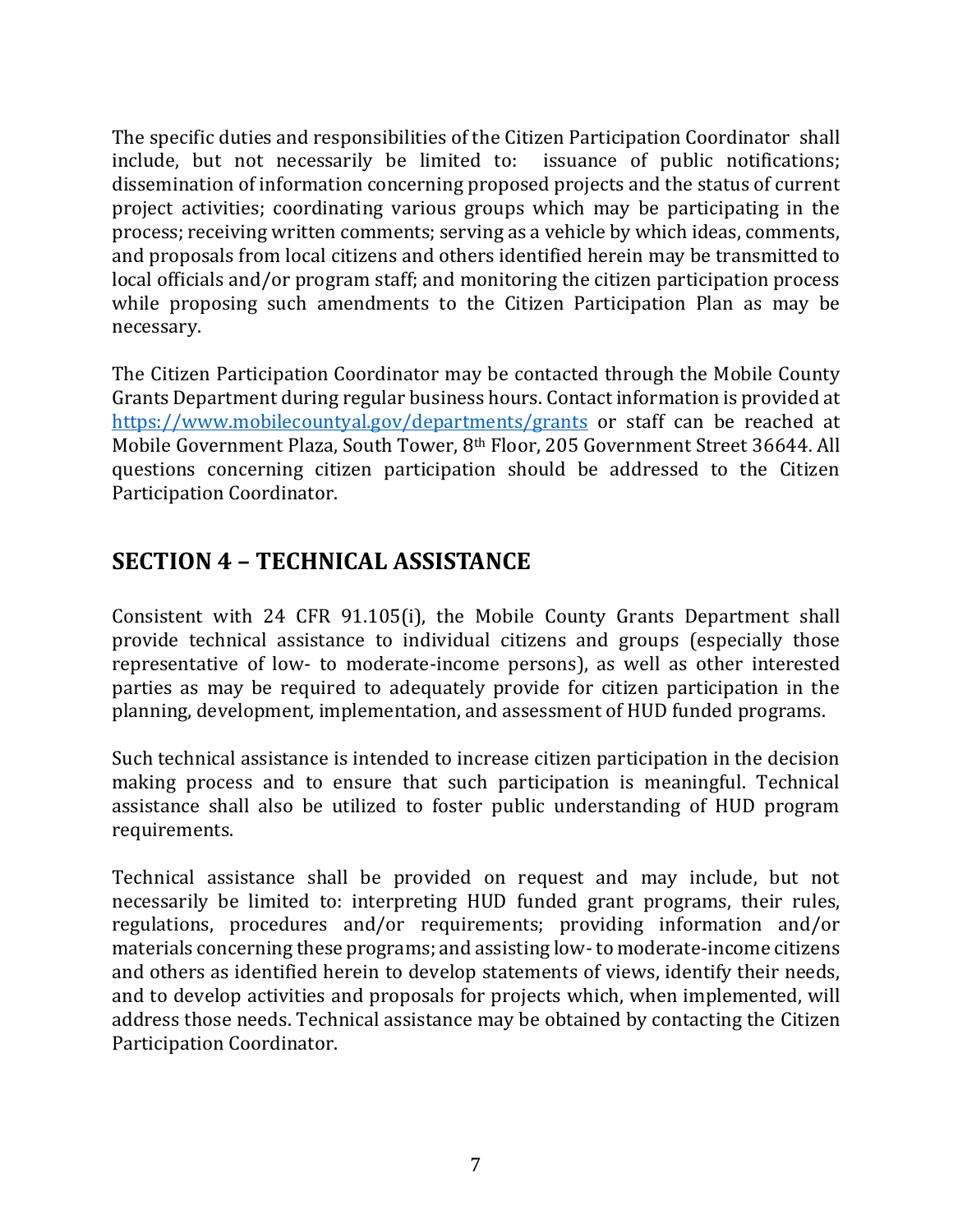The specific duties and responsibilities of the Citizen Participation Coordinator shall include, but not necessarily be limited to: issuance of public notifications; dissemination of information concerning proposed projects and the status of current project activities; coordinating various groups which may be participating in the process; receiving written comments; serving as a vehicle by which ideas, comments, and proposals from local citizens and others identified herein may be transmitted to local officials and/or program staff; and monitoring the citizen participation process while proposing such amendments to the Citizen Participation Plan as may be necessary.

The Citizen Participation Coordinator may be contacted through the Mobile County Grants Department during regular business hours. Contact information is provided at https://www.mobilecountyal.gov/departments/grants or staff can be reached at Mobile Government Plaza, South Tower, 8th Floor, 205 Government Street 36644. All questions concerning citizen participation should be addressed to the Citizen Participation Coordinator.

## SECTION 4 – TECHNICAL ASSISTANCE

Consistent with 24 CFR 91.105(i), the Mobile County Grants Department shall provide technical assistance to individual citizens and groups (especially those representative of low- to moderate-income persons), as well as other interested parties as may be required to adequately provide for citizen participation in the planning, development, implementation, and assessment of HUD funded programs.

Such technical assistance is intended to increase citizen participation in the decision making process and to ensure that such participation is meaningful. Technical assistance shall also be utilized to foster public understanding of HUD program requirements.

Technical assistance shall be provided on request and may include, but not necessarily be limited to: interpreting HUD funded grant programs, their rules, regulations, procedures and/or requirements; providing information and/or materials concerning these programs; and assisting low- to moderate-income citizens and others as identified herein to develop statements of views, identify their needs, and to develop activities and proposals for projects which, when implemented, will address those needs. Technical assistance may be obtained by contacting the Citizen Participation Coordinator.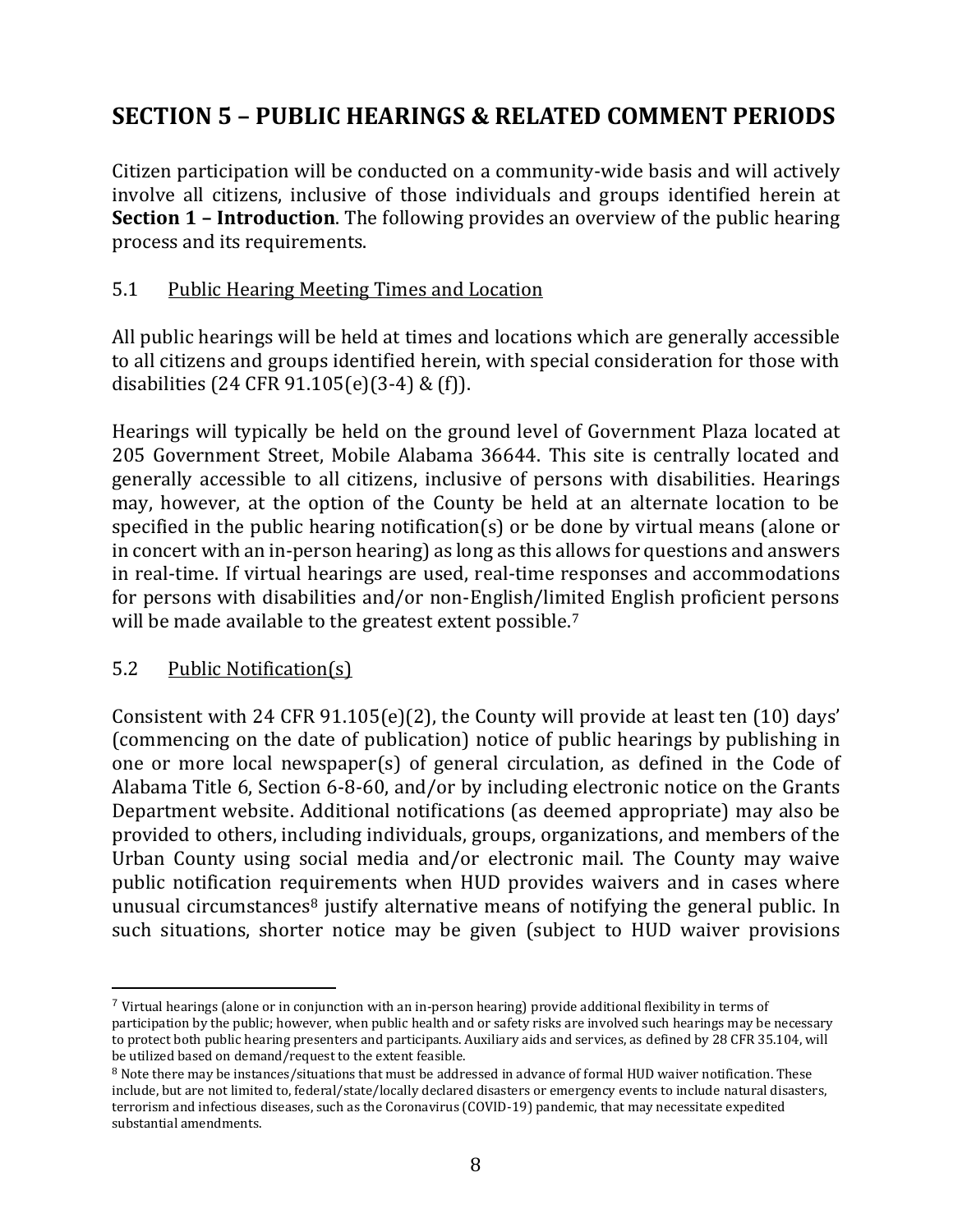## SECTION 5 – PUBLIC HEARINGS & RELATED COMMENT PERIODS

Citizen participation will be conducted on a community-wide basis and will actively involve all citizens, inclusive of those individuals and groups identified herein at **Section 1 – Introduction**. The following provides an overview of the public hearing process and its requirements.

### 5.1 Public Hearing Meeting Times and Location

All public hearings will be held at times and locations which are generally accessible to all citizens and groups identified herein, with special consideration for those with disabilities (24 CFR 91.105(e)(3-4) & (f)).

Hearings will typically be held on the ground level of Government Plaza located at 205 Government Street, Mobile Alabama 36644. This site is centrally located and generally accessible to all citizens, inclusive of persons with disabilities. Hearings may, however, at the option of the County be held at an alternate location to be specified in the public hearing notification(s) or be done by virtual means (alone or in concert with an in-person hearing) as long as this allows for questions and answers in real-time. If virtual hearings are used, real-time responses and accommodations for persons with disabilities and/or non-English/limited English proficient persons will be made available to the greatest extent possible.[7]

### 5.2 Public Notification(s)

Consistent with 24 CFR 91.105(e)(2), the County will provide at least ten (10) days' (commencing on the date of publication) notice of public hearings by publishing in one or more local newspaper(s) of general circulation, as defined in the Code of Alabama Title 6, Section 6-8-60, and/or by including electronic notice on the Grants Department website. Additional notifications (as deemed appropriate) may also be provided to others, including individuals, groups, organizations, and members of the Urban County using social media and/or electronic mail. The County may waive public notification requirements when HUD provides waivers and in cases where unusual circumstances[8] justify alternative means of notifying the general public. In such situations, shorter notice may be given (subject to HUD waiver provisions

---

[7] Virtual hearings (alone or in conjunction with an in-person hearing) provide additional flexibility in terms of participation by the public; however, when public health and or safety risks are involved such hearings may be necessary to protect both public hearing presenters and participants. Auxiliary aids and services, as defined by 28 CFR 35.104, will be utilized based on demand/request to the extent feasible.

[8] Note there may be instances/situations that must be addressed in advance of formal HUD waiver notification. These include, but are not limited to, federal/state/locally declared disasters or emergency events to include natural disasters, terrorism and infectious diseases, such as the Coronavirus (COVID-19) pandemic, that may necessitate expedited substantial amendments.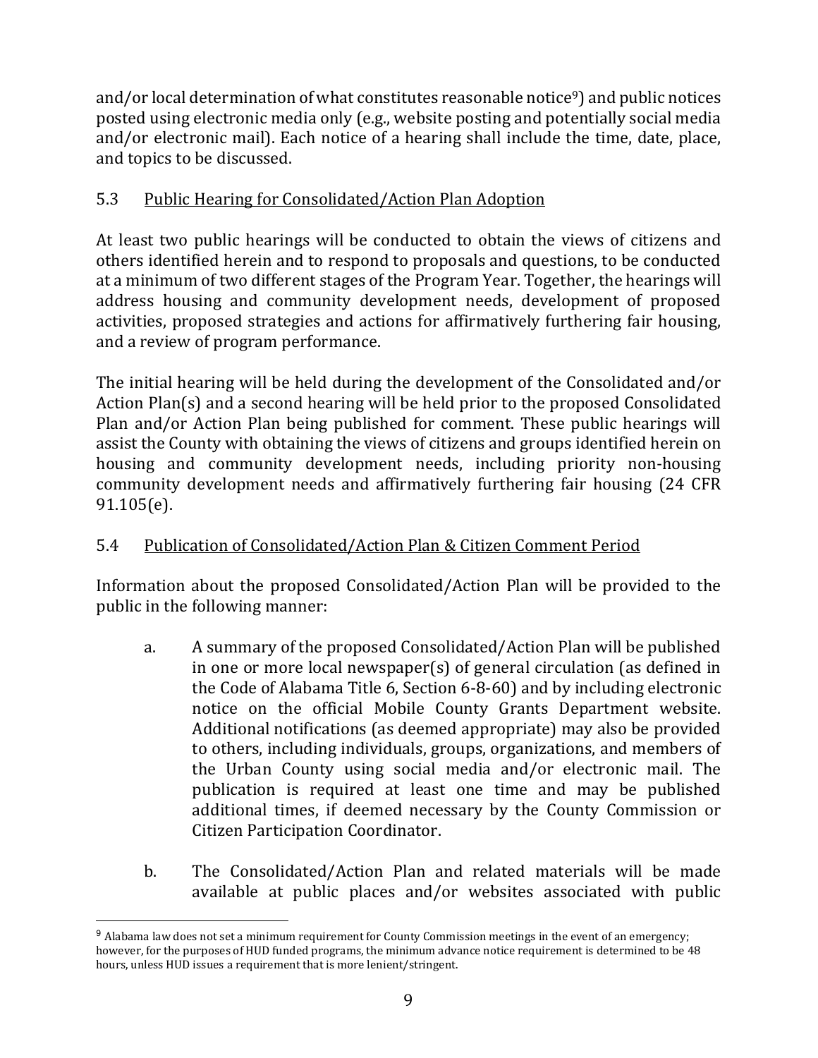and/or local determination of what constitutes reasonable notice[9]) and public notices posted using electronic media only (e.g., website posting and potentially social media and/or electronic mail). Each notice of a hearing shall include the time, date, place, and topics to be discussed.

### 5.3 Public Hearing for Consolidated/Action Plan Adoption

At least two public hearings will be conducted to obtain the views of citizens and others identified herein and to respond to proposals and questions, to be conducted at a minimum of two different stages of the Program Year. Together, the hearings will address housing and community development needs, development of proposed activities, proposed strategies and actions for affirmatively furthering fair housing, and a review of program performance.

The initial hearing will be held during the development of the Consolidated and/or Action Plan(s) and a second hearing will be held prior to the proposed Consolidated Plan and/or Action Plan being published for comment. These public hearings will assist the County with obtaining the views of citizens and groups identified herein on housing and community development needs, including priority non-housing community development needs and affirmatively furthering fair housing (24 CFR 91.105(e).

### 5.4 Publication of Consolidated/Action Plan & Citizen Comment Period

Information about the proposed Consolidated/Action Plan will be provided to the public in the following manner:

a. A summary of the proposed Consolidated/Action Plan will be published in one or more local newspaper(s) of general circulation (as defined in the Code of Alabama Title 6, Section 6-8-60) and by including electronic notice on the official Mobile County Grants Department website. Additional notifications (as deemed appropriate) may also be provided to others, including individuals, groups, organizations, and members of the Urban County using social media and/or electronic mail. The publication is required at least one time and may be published additional times, if deemed necessary by the County Commission or Citizen Participation Coordinator.

b. The Consolidated/Action Plan and related materials will be made available at public places and/or websites associated with public

---

[9] Alabama law does not set a minimum requirement for County Commission meetings in the event of an emergency; however, for the purposes of HUD funded programs, the minimum advance notice requirement is determined to be 48 hours, unless HUD issues a requirement that is more lenient/stringent.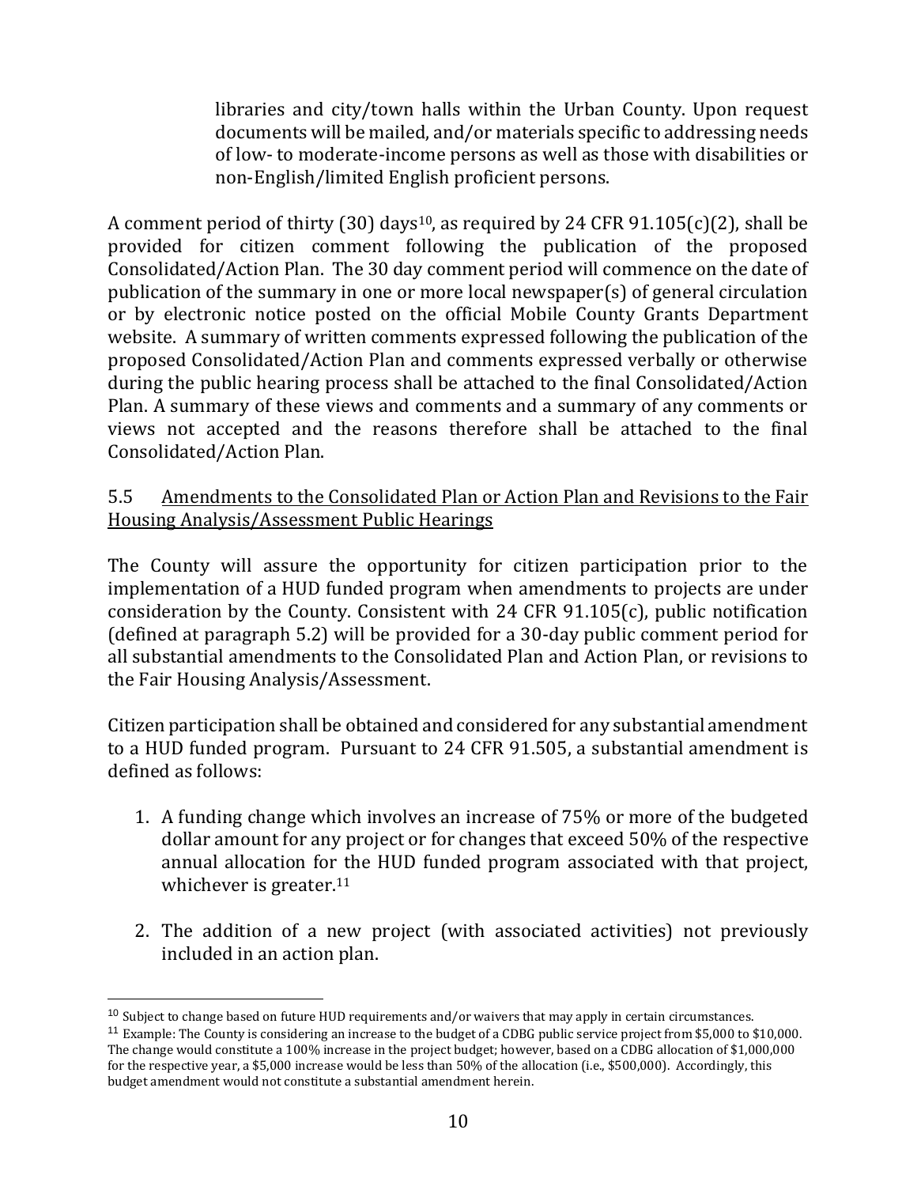libraries and city/town halls within the Urban County. Upon request documents will be mailed, and/or materials specific to addressing needs of low- to moderate-income persons as well as those with disabilities or non-English/limited English proficient persons.

A comment period of thirty (30) days[10], as required by 24 CFR 91.105(c)(2), shall be provided for citizen comment following the publication of the proposed Consolidated/Action Plan. The 30 day comment period will commence on the date of publication of the summary in one or more local newspaper(s) of general circulation or by electronic notice posted on the official Mobile County Grants Department website. A summary of written comments expressed following the publication of the proposed Consolidated/Action Plan and comments expressed verbally or otherwise during the public hearing process shall be attached to the final Consolidated/Action Plan. A summary of these views and comments and a summary of any comments or views not accepted and the reasons therefore shall be attached to the final Consolidated/Action Plan.

### 5.5 Amendments to the Consolidated Plan or Action Plan and Revisions to the Fair Housing Analysis/Assessment Public Hearings

The County will assure the opportunity for citizen participation prior to the implementation of a HUD funded program when amendments to projects are under consideration by the County. Consistent with 24 CFR 91.105(c), public notification (defined at paragraph 5.2) will be provided for a 30-day public comment period for all substantial amendments to the Consolidated Plan and Action Plan, or revisions to the Fair Housing Analysis/Assessment.

Citizen participation shall be obtained and considered for any substantial amendment to a HUD funded program. Pursuant to 24 CFR 91.505, a substantial amendment is defined as follows:

1. A funding change which involves an increase of 75% or more of the budgeted dollar amount for any project or for changes that exceed 50% of the respective annual allocation for the HUD funded program associated with that project, whichever is greater.[11]

2. The addition of a new project (with associated activities) not previously included in an action plan.

---

[10] Subject to change based on future HUD requirements and/or waivers that may apply in certain circumstances.

[11] Example: The County is considering an increase to the budget of a CDBG public service project from $5,000 to $10,000. The change would constitute a 100% increase in the project budget; however, based on a CDBG allocation of $1,000,000 for the respective year, a $5,000 increase would be less than 50% of the allocation (i.e., $500,000). Accordingly, this budget amendment would not constitute a substantial amendment herein.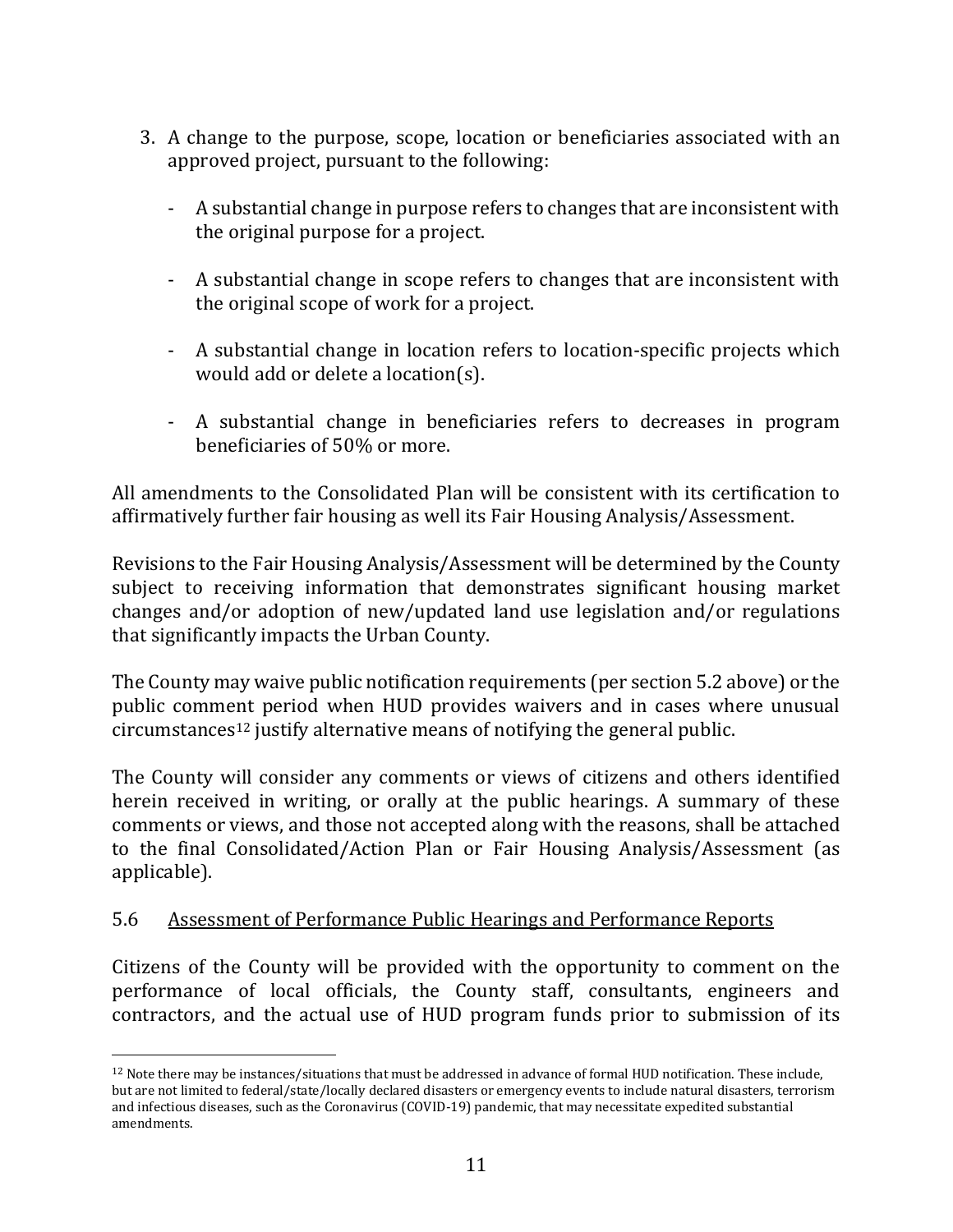3. A change to the purpose, scope, location or beneficiaries associated with an approved project, pursuant to the following:

   - A substantial change in purpose refers to changes that are inconsistent with the original purpose for a project.

   - A substantial change in scope refers to changes that are inconsistent with the original scope of work for a project.

   - A substantial change in location refers to location-specific projects which would add or delete a location(s).

   - A substantial change in beneficiaries refers to decreases in program beneficiaries of 50% or more.

All amendments to the Consolidated Plan will be consistent with its certification to affirmatively further fair housing as well its Fair Housing Analysis/Assessment.

Revisions to the Fair Housing Analysis/Assessment will be determined by the County subject to receiving information that demonstrates significant housing market changes and/or adoption of new/updated land use legislation and/or regulations that significantly impacts the Urban County.

The County may waive public notification requirements (per section 5.2 above) or the public comment period when HUD provides waivers and in cases where unusual circumstances[12] justify alternative means of notifying the general public.

The County will consider any comments or views of citizens and others identified herein received in writing, or orally at the public hearings. A summary of these comments or views, and those not accepted along with the reasons, shall be attached to the final Consolidated/Action Plan or Fair Housing Analysis/Assessment (as applicable).

5.6 <u>Assessment of Performance Public Hearings and Performance Reports</u>

Citizens of the County will be provided with the opportunity to comment on the performance of local officials, the County staff, consultants, engineers and contractors, and the actual use of HUD program funds prior to submission of its

---

[12] Note there may be instances/situations that must be addressed in advance of formal HUD notification. These include, but are not limited to federal/state/locally declared disasters or emergency events to include natural disasters, terrorism and infectious diseases, such as the Coronavirus (COVID-19) pandemic, that may necessitate expedited substantial amendments.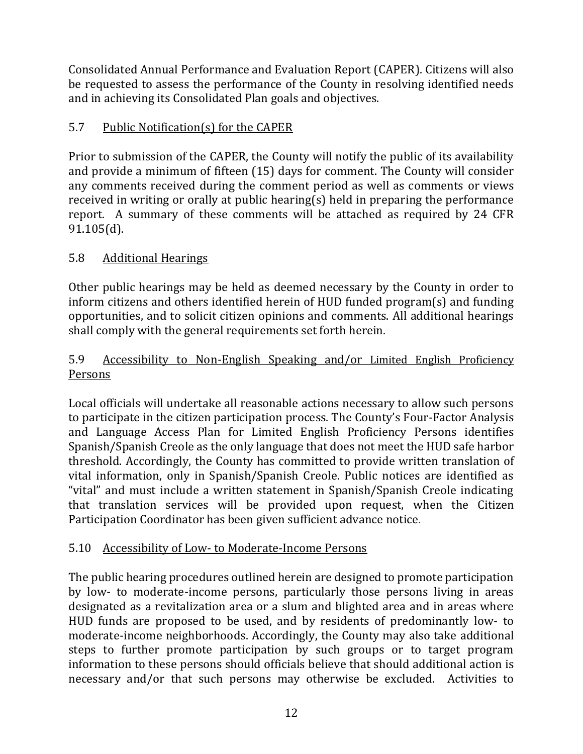Consolidated Annual Performance and Evaluation Report (CAPER). Citizens will also be requested to assess the performance of the County in resolving identified needs and in achieving its Consolidated Plan goals and objectives.

### 5.7 Public Notification(s) for the CAPER

Prior to submission of the CAPER, the County will notify the public of its availability and provide a minimum of fifteen (15) days for comment. The County will consider any comments received during the comment period as well as comments or views received in writing or orally at public hearing(s) held in preparing the performance report. A summary of these comments will be attached as required by 24 CFR 91.105(d).

### 5.8 Additional Hearings

Other public hearings may be held as deemed necessary by the County in order to inform citizens and others identified herein of HUD funded program(s) and funding opportunities, and to solicit citizen opinions and comments. All additional hearings shall comply with the general requirements set forth herein.

### 5.9 Accessibility to Non-English Speaking and/or Limited English Proficiency Persons

Local officials will undertake all reasonable actions necessary to allow such persons to participate in the citizen participation process. The County's Four-Factor Analysis and Language Access Plan for Limited English Proficiency Persons identifies Spanish/Spanish Creole as the only language that does not meet the HUD safe harbor threshold. Accordingly, the County has committed to provide written translation of vital information, only in Spanish/Spanish Creole. Public notices are identified as "vital" and must include a written statement in Spanish/Spanish Creole indicating that translation services will be provided upon request, when the Citizen Participation Coordinator has been given sufficient advance notice.

### 5.10 Accessibility of Low- to Moderate-Income Persons

The public hearing procedures outlined herein are designed to promote participation by low- to moderate-income persons, particularly those persons living in areas designated as a revitalization area or a slum and blighted area and in areas where HUD funds are proposed to be used, and by residents of predominantly low- to moderate-income neighborhoods. Accordingly, the County may also take additional steps to further promote participation by such groups or to target program information to these persons should officials believe that should additional action is necessary and/or that such persons may otherwise be excluded. Activities to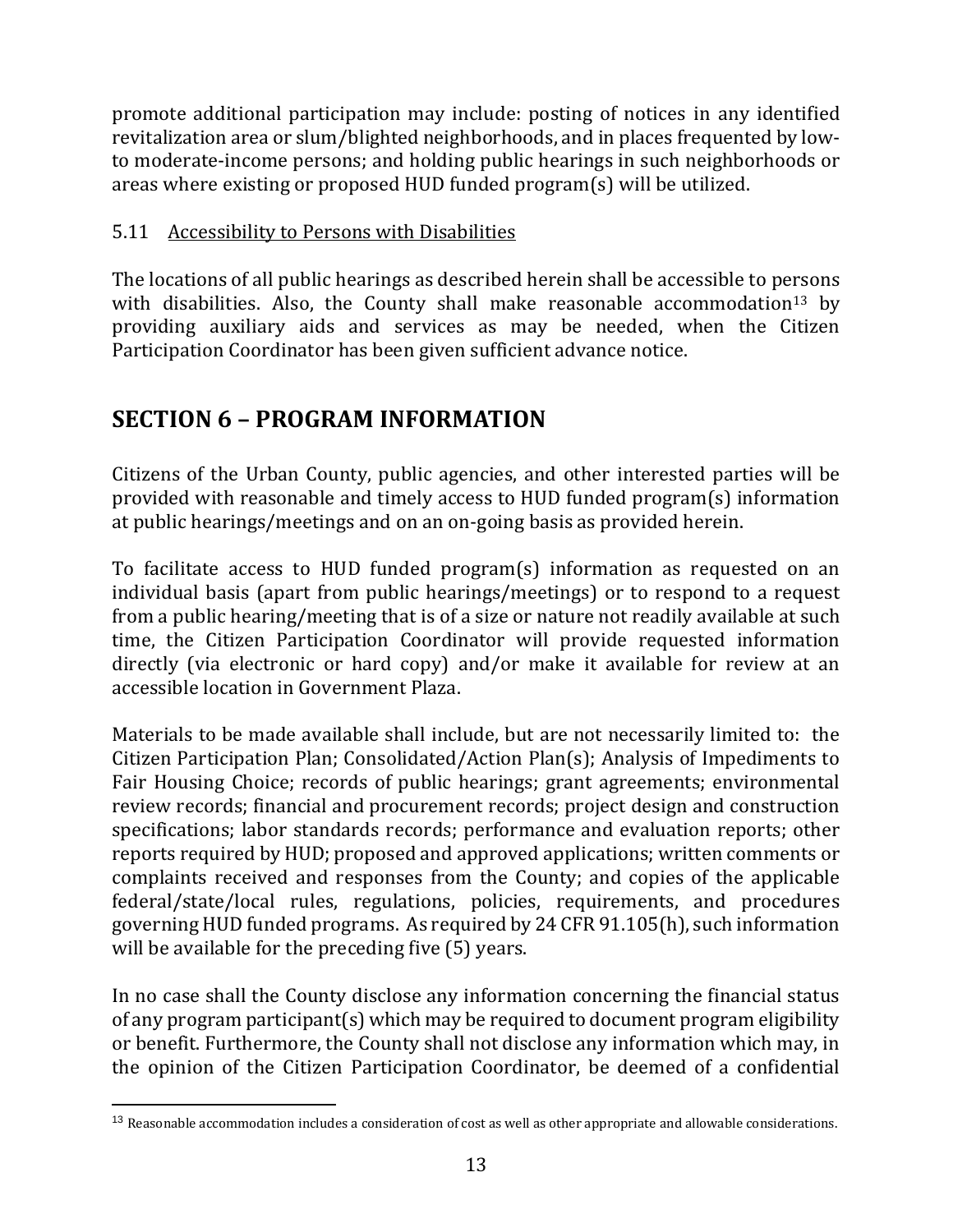promote additional participation may include: posting of notices in any identified revitalization area or slum/blighted neighborhoods, and in places frequented by low- to moderate-income persons; and holding public hearings in such neighborhoods or areas where existing or proposed HUD funded program(s) will be utilized.

### 5.11 Accessibility to Persons with Disabilities

The locations of all public hearings as described herein shall be accessible to persons with disabilities. Also, the County shall make reasonable accommodation[13] by providing auxiliary aids and services as may be needed, when the Citizen Participation Coordinator has been given sufficient advance notice.

## SECTION 6 – PROGRAM INFORMATION

Citizens of the Urban County, public agencies, and other interested parties will be provided with reasonable and timely access to HUD funded program(s) information at public hearings/meetings and on an on-going basis as provided herein.

To facilitate access to HUD funded program(s) information as requested on an individual basis (apart from public hearings/meetings) or to respond to a request from a public hearing/meeting that is of a size or nature not readily available at such time, the Citizen Participation Coordinator will provide requested information directly (via electronic or hard copy) and/or make it available for review at an accessible location in Government Plaza.

Materials to be made available shall include, but are not necessarily limited to: the Citizen Participation Plan; Consolidated/Action Plan(s); Analysis of Impediments to Fair Housing Choice; records of public hearings; grant agreements; environmental review records; financial and procurement records; project design and construction specifications; labor standards records; performance and evaluation reports; other reports required by HUD; proposed and approved applications; written comments or complaints received and responses from the County; and copies of the applicable federal/state/local rules, regulations, policies, requirements, and procedures governing HUD funded programs. As required by 24 CFR 91.105(h), such information will be available for the preceding five (5) years.

In no case shall the County disclose any information concerning the financial status of any program participant(s) which may be required to document program eligibility or benefit. Furthermore, the County shall not disclose any information which may, in the opinion of the Citizen Participation Coordinator, be deemed of a confidential

[13] Reasonable accommodation includes a consideration of cost as well as other appropriate and allowable considerations.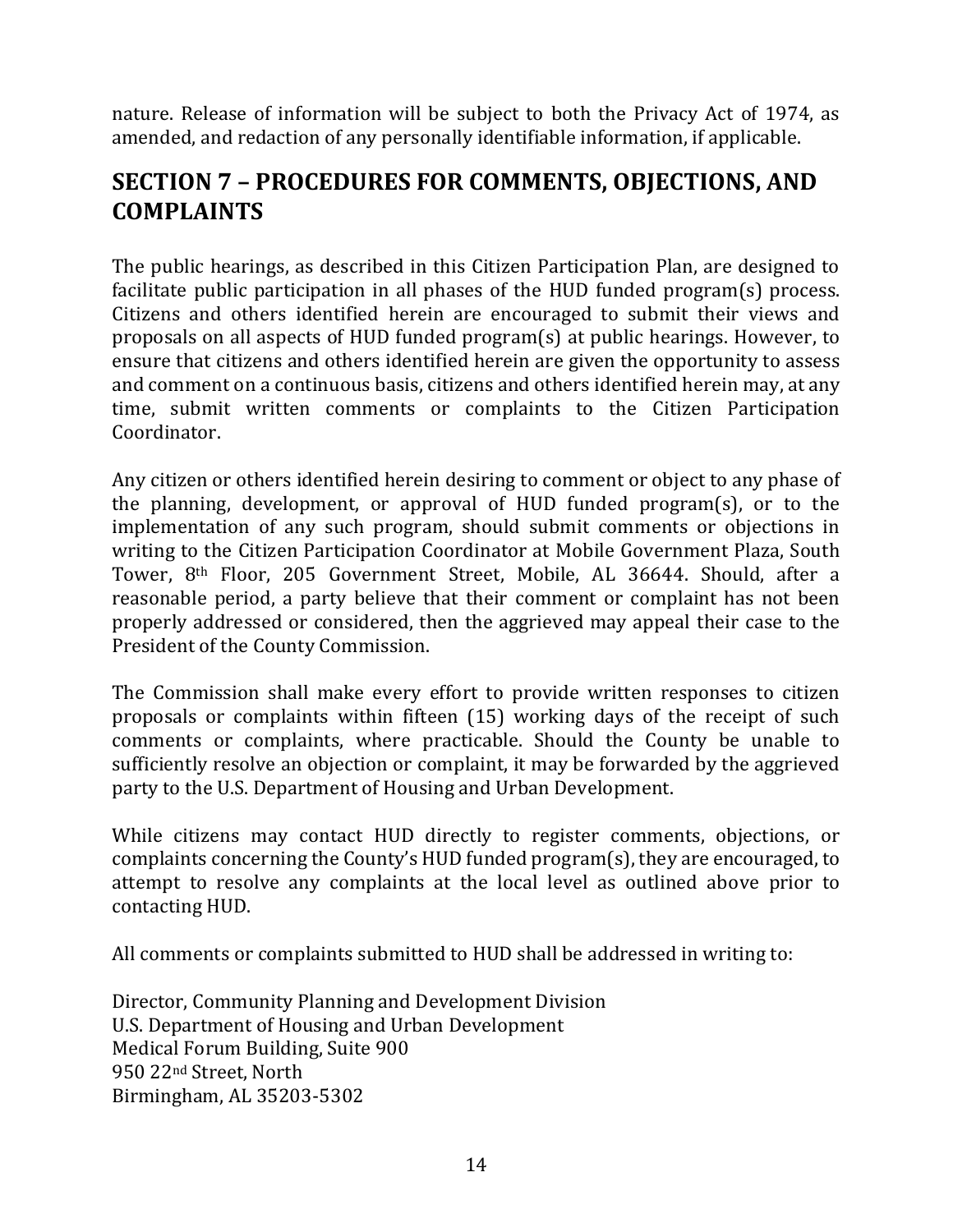nature. Release of information will be subject to both the Privacy Act of 1974, as amended, and redaction of any personally identifiable information, if applicable.

## SECTION 7 – PROCEDURES FOR COMMENTS, OBJECTIONS, AND COMPLAINTS

The public hearings, as described in this Citizen Participation Plan, are designed to facilitate public participation in all phases of the HUD funded program(s) process. Citizens and others identified herein are encouraged to submit their views and proposals on all aspects of HUD funded program(s) at public hearings. However, to ensure that citizens and others identified herein are given the opportunity to assess and comment on a continuous basis, citizens and others identified herein may, at any time, submit written comments or complaints to the Citizen Participation Coordinator.

Any citizen or others identified herein desiring to comment or object to any phase of the planning, development, or approval of HUD funded program(s), or to the implementation of any such program, should submit comments or objections in writing to the Citizen Participation Coordinator at Mobile Government Plaza, South Tower, 8th Floor, 205 Government Street, Mobile, AL 36644. Should, after a reasonable period, a party believe that their comment or complaint has not been properly addressed or considered, then the aggrieved may appeal their case to the President of the County Commission.

The Commission shall make every effort to provide written responses to citizen proposals or complaints within fifteen (15) working days of the receipt of such comments or complaints, where practicable. Should the County be unable to sufficiently resolve an objection or complaint, it may be forwarded by the aggrieved party to the U.S. Department of Housing and Urban Development.

While citizens may contact HUD directly to register comments, objections, or complaints concerning the County's HUD funded program(s), they are encouraged, to attempt to resolve any complaints at the local level as outlined above prior to contacting HUD.

All comments or complaints submitted to HUD shall be addressed in writing to:

Director, Community Planning and Development Division
U.S. Department of Housing and Urban Development
Medical Forum Building, Suite 900
950 22nd Street, North
Birmingham, AL 35203-5302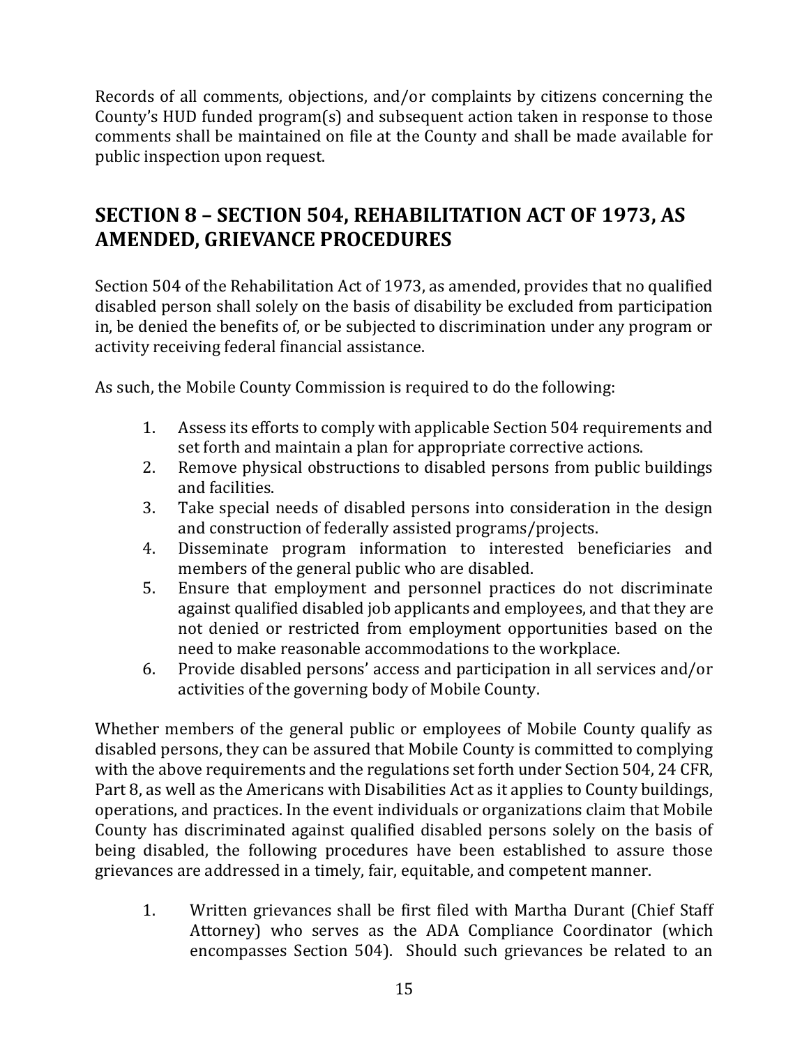Records of all comments, objections, and/or complaints by citizens concerning the County's HUD funded program(s) and subsequent action taken in response to those comments shall be maintained on file at the County and shall be made available for public inspection upon request.

## SECTION 8 – SECTION 504, REHABILITATION ACT OF 1973, AS AMENDED, GRIEVANCE PROCEDURES

Section 504 of the Rehabilitation Act of 1973, as amended, provides that no qualified disabled person shall solely on the basis of disability be excluded from participation in, be denied the benefits of, or be subjected to discrimination under any program or activity receiving federal financial assistance.

As such, the Mobile County Commission is required to do the following:

1. Assess its efforts to comply with applicable Section 504 requirements and set forth and maintain a plan for appropriate corrective actions.
2. Remove physical obstructions to disabled persons from public buildings and facilities.
3. Take special needs of disabled persons into consideration in the design and construction of federally assisted programs/projects.
4. Disseminate program information to interested beneficiaries and members of the general public who are disabled.
5. Ensure that employment and personnel practices do not discriminate against qualified disabled job applicants and employees, and that they are not denied or restricted from employment opportunities based on the need to make reasonable accommodations to the workplace.
6. Provide disabled persons' access and participation in all services and/or activities of the governing body of Mobile County.

Whether members of the general public or employees of Mobile County qualify as disabled persons, they can be assured that Mobile County is committed to complying with the above requirements and the regulations set forth under Section 504, 24 CFR, Part 8, as well as the Americans with Disabilities Act as it applies to County buildings, operations, and practices. In the event individuals or organizations claim that Mobile County has discriminated against qualified disabled persons solely on the basis of being disabled, the following procedures have been established to assure those grievances are addressed in a timely, fair, equitable, and competent manner.

1. Written grievances shall be first filed with Martha Durant (Chief Staff Attorney) who serves as the ADA Compliance Coordinator (which encompasses Section 504). Should such grievances be related to an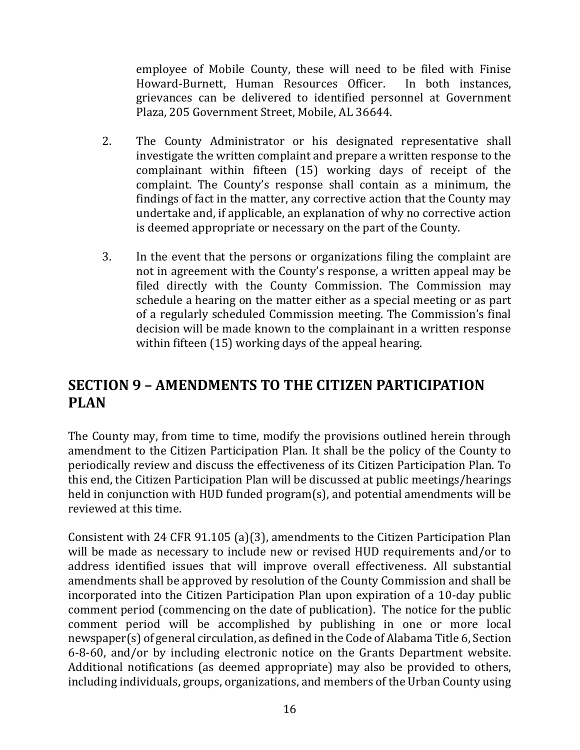employee of Mobile County, these will need to be filed with Finise Howard-Burnett, Human Resources Officer. In both instances, grievances can be delivered to identified personnel at Government Plaza, 205 Government Street, Mobile, AL 36644.

2. The County Administrator or his designated representative shall investigate the written complaint and prepare a written response to the complainant within fifteen (15) working days of receipt of the complaint. The County's response shall contain as a minimum, the findings of fact in the matter, any corrective action that the County may undertake and, if applicable, an explanation of why no corrective action is deemed appropriate or necessary on the part of the County.

3. In the event that the persons or organizations filing the complaint are not in agreement with the County's response, a written appeal may be filed directly with the County Commission. The Commission may schedule a hearing on the matter either as a special meeting or as part of a regularly scheduled Commission meeting. The Commission's final decision will be made known to the complainant in a written response within fifteen (15) working days of the appeal hearing.

## SECTION 9 – AMENDMENTS TO THE CITIZEN PARTICIPATION PLAN

The County may, from time to time, modify the provisions outlined herein through amendment to the Citizen Participation Plan. It shall be the policy of the County to periodically review and discuss the effectiveness of its Citizen Participation Plan. To this end, the Citizen Participation Plan will be discussed at public meetings/hearings held in conjunction with HUD funded program(s), and potential amendments will be reviewed at this time.

Consistent with 24 CFR 91.105 (a)(3), amendments to the Citizen Participation Plan will be made as necessary to include new or revised HUD requirements and/or to address identified issues that will improve overall effectiveness. All substantial amendments shall be approved by resolution of the County Commission and shall be incorporated into the Citizen Participation Plan upon expiration of a 10-day public comment period (commencing on the date of publication). The notice for the public comment period will be accomplished by publishing in one or more local newspaper(s) of general circulation, as defined in the Code of Alabama Title 6, Section 6-8-60, and/or by including electronic notice on the Grants Department website. Additional notifications (as deemed appropriate) may also be provided to others, including individuals, groups, organizations, and members of the Urban County using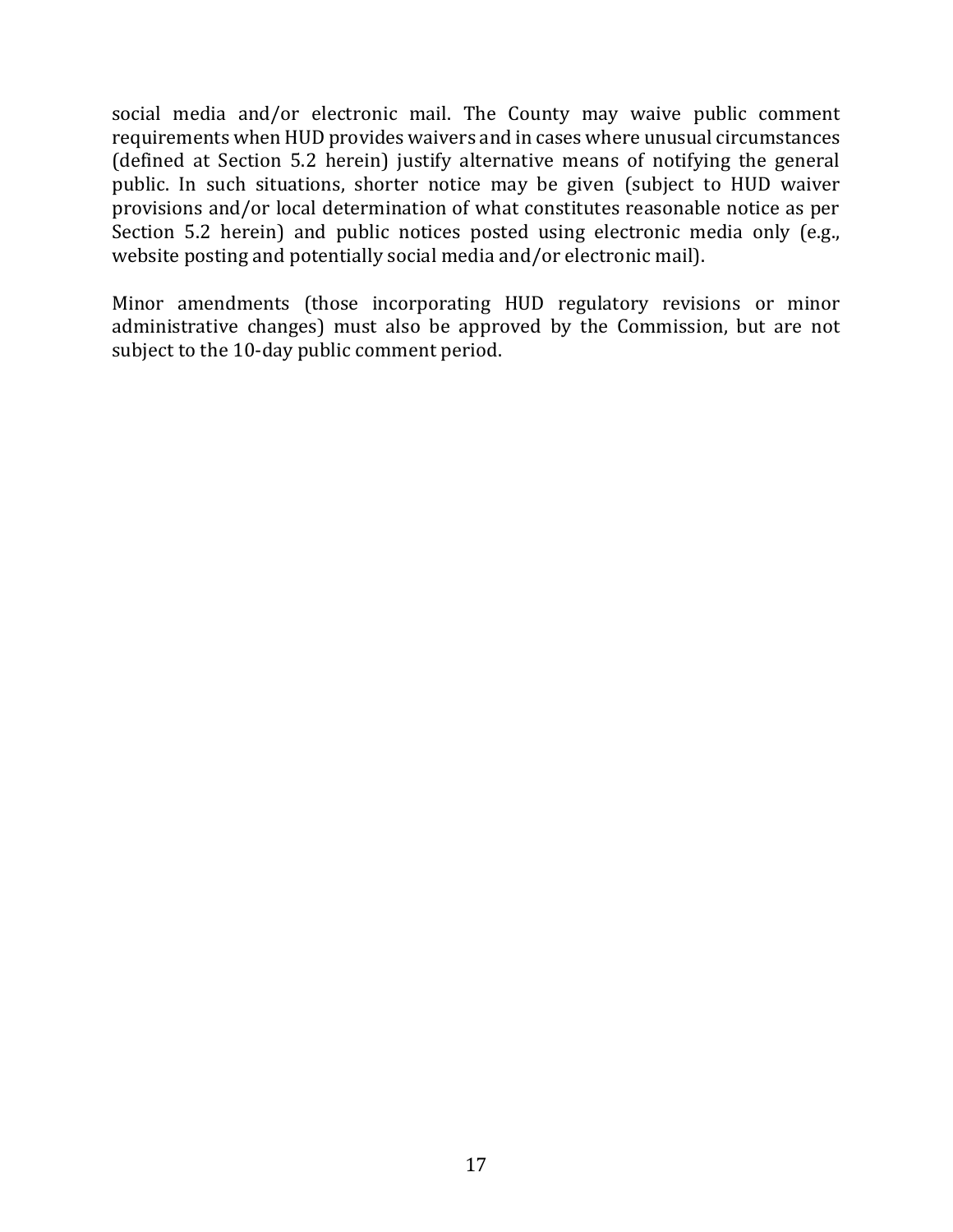social media and/or electronic mail. The County may waive public comment requirements when HUD provides waivers and in cases where unusual circumstances (defined at Section 5.2 herein) justify alternative means of notifying the general public. In such situations, shorter notice may be given (subject to HUD waiver provisions and/or local determination of what constitutes reasonable notice as per Section 5.2 herein) and public notices posted using electronic media only (e.g., website posting and potentially social media and/or electronic mail).

Minor amendments (those incorporating HUD regulatory revisions or minor administrative changes) must also be approved by the Commission, but are not subject to the 10-day public comment period.